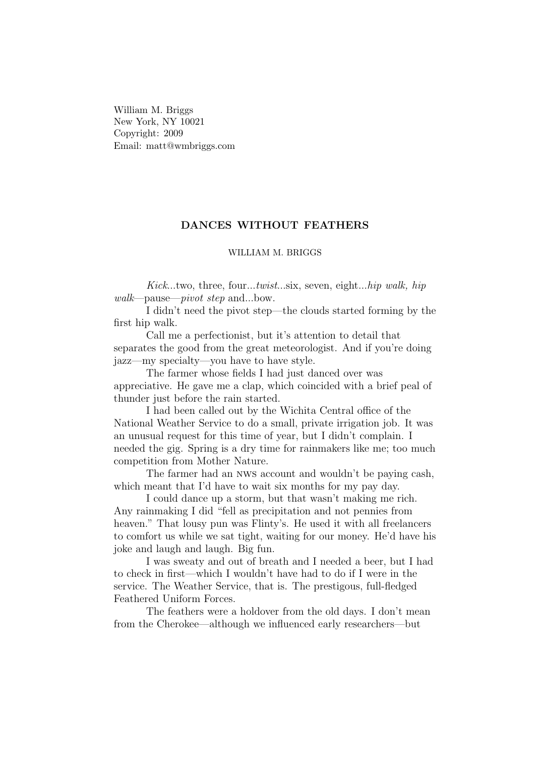William M. Briggs
New York, NY 10021
Copyright: 2009
Email: matt@wmbriggs.com

# DANCES WITHOUT FEATHERS

WILLIAM M. BRIGGS

*Kick*...two, three, four...*twist*...six, seven, eight...*hip walk, hip walk*—pause—*pivot step* and...bow.

I didn't need the pivot step—the clouds started forming by the first hip walk.

Call me a perfectionist, but it's attention to detail that separates the good from the great meteorologist. And if you're doing jazz—my specialty—you have to have style.

The farmer whose fields I had just danced over was appreciative. He gave me a clap, which coincided with a brief peal of thunder just before the rain started.

I had been called out by the Wichita Central office of the National Weather Service to do a small, private irrigation job. It was an unusual request for this time of year, but I didn't complain. I needed the gig. Spring is a dry time for rainmakers like me; too much competition from Mother Nature.

The farmer had an NWS account and wouldn't be paying cash, which meant that I'd have to wait six months for my pay day.

I could dance up a storm, but that wasn't making me rich. Any rainmaking I did "fell as precipitation and not pennies from heaven." That lousy pun was Flinty's. He used it with all freelancers to comfort us while we sat tight, waiting for our money. He'd have his joke and laugh and laugh. Big fun.

I was sweaty and out of breath and I needed a beer, but I had to check in first—which I wouldn't have had to do if I were in the service. The Weather Service, that is. The prestigous, full-fledged Feathered Uniform Forces.

The feathers were a holdover from the old days. I don't mean from the Cherokee—although we influenced early researchers—but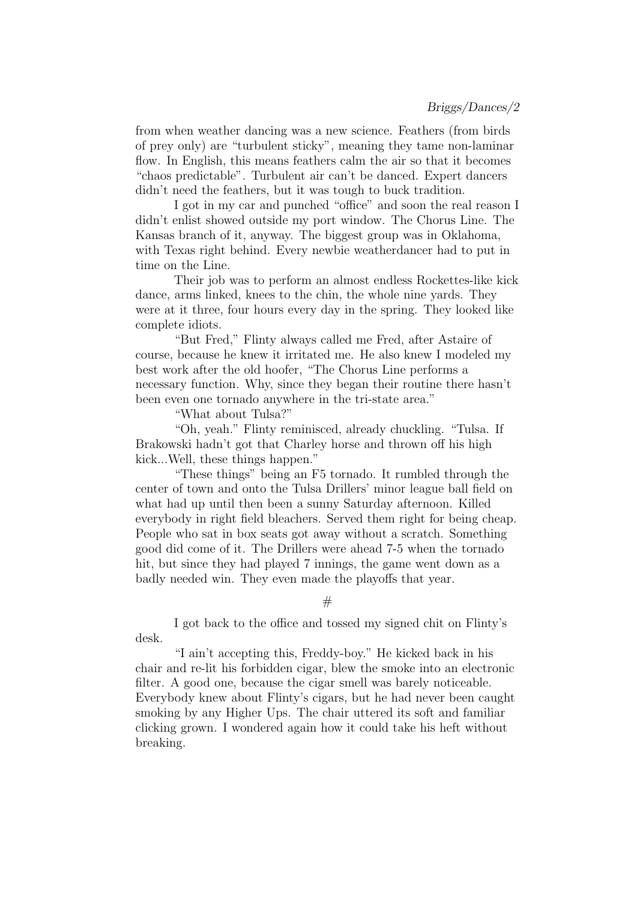from when weather dancing was a new science. Feathers (from birds of prey only) are "turbulent sticky", meaning they tame non-laminar flow. In English, this means feathers calm the air so that it becomes "chaos predictable". Turbulent air can't be danced. Expert dancers didn't need the feathers, but it was tough to buck tradition.

I got in my car and punched "office" and soon the real reason I didn't enlist showed outside my port window. The Chorus Line. The Kansas branch of it, anyway. The biggest group was in Oklahoma, with Texas right behind. Every newbie weatherdancer had to put in time on the Line.

Their job was to perform an almost endless Rockettes-like kick dance, arms linked, knees to the chin, the whole nine yards. They were at it three, four hours every day in the spring. They looked like complete idiots.

"But Fred," Flinty always called me Fred, after Astaire of course, because he knew it irritated me. He also knew I modeled my best work after the old hoofer, "The Chorus Line performs a necessary function. Why, since they began their routine there hasn't been even one tornado anywhere in the tri-state area."

"What about Tulsa?"

"Oh, yeah." Flinty reminisced, already chuckling. "Tulsa. If Brakowski hadn't got that Charley horse and thrown off his high kick...Well, these things happen."

"These things" being an F5 tornado. It rumbled through the center of town and onto the Tulsa Drillers' minor league ball field on what had up until then been a sunny Saturday afternoon. Killed everybody in right field bleachers. Served them right for being cheap. People who sat in box seats got away without a scratch. Something good did come of it. The Drillers were ahead 7-5 when the tornado hit, but since they had played 7 innings, the game went down as a badly needed win. They even made the playoffs that year.

#

I got back to the office and tossed my signed chit on Flinty's desk.

"I ain't accepting this, Freddy-boy." He kicked back in his chair and re-lit his forbidden cigar, blew the smoke into an electronic filter. A good one, because the cigar smell was barely noticeable. Everybody knew about Flinty's cigars, but he had never been caught smoking by any Higher Ups. The chair uttered its soft and familiar clicking grown. I wondered again how it could take his heft without breaking.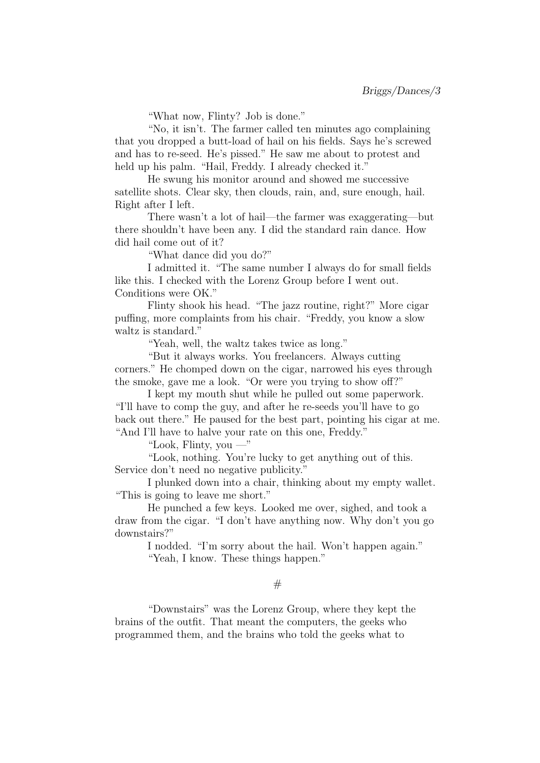"What now, Flinty? Job is done."

"No, it isn't. The farmer called ten minutes ago complaining that you dropped a butt-load of hail on his fields. Says he's screwed and has to re-seed. He's pissed." He saw me about to protest and held up his palm. "Hail, Freddy. I already checked it."

He swung his monitor around and showed me successive satellite shots. Clear sky, then clouds, rain, and, sure enough, hail. Right after I left.

There wasn't a lot of hail—the farmer was exaggerating—but there shouldn't have been any. I did the standard rain dance. How did hail come out of it?

"What dance did you do?"

I admitted it. "The same number I always do for small fields like this. I checked with the Lorenz Group before I went out. Conditions were OK."

Flinty shook his head. "The jazz routine, right?" More cigar puffing, more complaints from his chair. "Freddy, you know a slow waltz is standard."

"Yeah, well, the waltz takes twice as long."

"But it always works. You freelancers. Always cutting corners." He chomped down on the cigar, narrowed his eyes through the smoke, gave me a look. "Or were you trying to show off?"

I kept my mouth shut while he pulled out some paperwork. "I'll have to comp the guy, and after he re-seeds you'll have to go back out there." He paused for the best part, pointing his cigar at me. "And I'll have to halve your rate on this one, Freddy."

"Look, Flinty, you —"

"Look, nothing. You're lucky to get anything out of this. Service don't need no negative publicity."

I plunked down into a chair, thinking about my empty wallet. "This is going to leave me short."

He punched a few keys. Looked me over, sighed, and took a draw from the cigar. "I don't have anything now. Why don't you go downstairs?"

I nodded. "I'm sorry about the hail. Won't happen again."

"Yeah, I know. These things happen."

#

"Downstairs" was the Lorenz Group, where they kept the brains of the outfit. That meant the computers, the geeks who programmed them, and the brains who told the geeks what to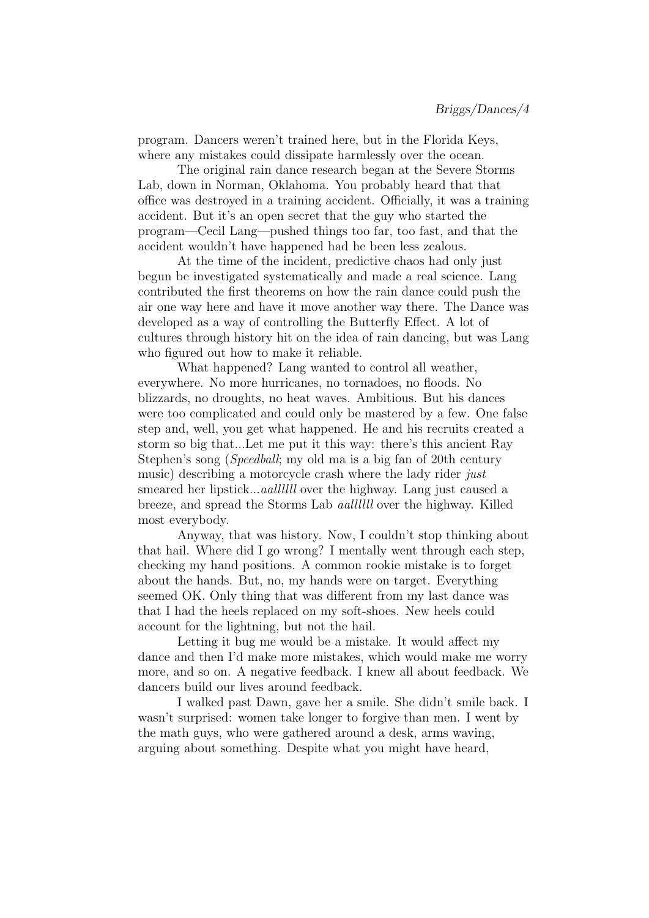program. Dancers weren't trained here, but in the Florida Keys, where any mistakes could dissipate harmlessly over the ocean.

The original rain dance research began at the Severe Storms Lab, down in Norman, Oklahoma. You probably heard that that office was destroyed in a training accident. Officially, it was a training accident. But it's an open secret that the guy who started the program—Cecil Lang—pushed things too far, too fast, and that the accident wouldn't have happened had he been less zealous.

At the time of the incident, predictive chaos had only just begun be investigated systematically and made a real science. Lang contributed the first theorems on how the rain dance could push the air one way here and have it move another way there. The Dance was developed as a way of controlling the Butterfly Effect. A lot of cultures through history hit on the idea of rain dancing, but was Lang who figured out how to make it reliable.

What happened? Lang wanted to control all weather, everywhere. No more hurricanes, no tornadoes, no floods. No blizzards, no droughts, no heat waves. Ambitious. But his dances were too complicated and could only be mastered by a few. One false step and, well, you get what happened. He and his recruits created a storm so big that...Let me put it this way: there's this ancient Ray Stephen's song (*Speedball*; my old ma is a big fan of 20th century music) describing a motorcycle crash where the lady rider *just* smeared her lipstick...*aallllll* over the highway. Lang just caused a breeze, and spread the Storms Lab *aallllll* over the highway. Killed most everybody.

Anyway, that was history. Now, I couldn't stop thinking about that hail. Where did I go wrong? I mentally went through each step, checking my hand positions. A common rookie mistake is to forget about the hands. But, no, my hands were on target. Everything seemed OK. Only thing that was different from my last dance was that I had the heels replaced on my soft-shoes. New heels could account for the lightning, but not the hail.

Letting it bug me would be a mistake. It would affect my dance and then I'd make more mistakes, which would make me worry more, and so on. A negative feedback. I knew all about feedback. We dancers build our lives around feedback.

I walked past Dawn, gave her a smile. She didn't smile back. I wasn't surprised: women take longer to forgive than men. I went by the math guys, who were gathered around a desk, arms waving, arguing about something. Despite what you might have heard,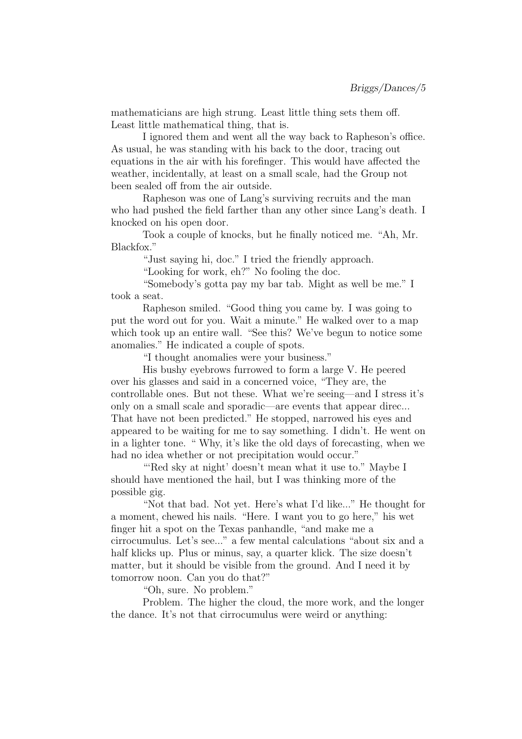mathematicians are high strung. Least little thing sets them off. Least little mathematical thing, that is.

I ignored them and went all the way back to Rapheson's office. As usual, he was standing with his back to the door, tracing out equations in the air with his forefinger. This would have affected the weather, incidentally, at least on a small scale, had the Group not been sealed off from the air outside.

Rapheson was one of Lang's surviving recruits and the man who had pushed the field farther than any other since Lang's death. I knocked on his open door.

Took a couple of knocks, but he finally noticed me. "Ah, Mr. Blackfox."

"Just saying hi, doc." I tried the friendly approach.

"Looking for work, eh?" No fooling the doc.

"Somebody's gotta pay my bar tab. Might as well be me." I took a seat.

Rapheson smiled. "Good thing you came by. I was going to put the word out for you. Wait a minute." He walked over to a map which took up an entire wall. "See this? We've begun to notice some anomalies." He indicated a couple of spots.

"I thought anomalies were your business."

His bushy eyebrows furrowed to form a large V. He peered over his glasses and said in a concerned voice, "They are, the controllable ones. But not these. What we're seeing—and I stress it's only on a small scale and sporadic—are events that appear direc... That have not been predicted." He stopped, narrowed his eyes and appeared to be waiting for me to say something. I didn't. He went on in a lighter tone. " Why, it's like the old days of forecasting, when we had no idea whether or not precipitation would occur."

"'Red sky at night' doesn't mean what it use to." Maybe I should have mentioned the hail, but I was thinking more of the possible gig.

"Not that bad. Not yet. Here's what I'd like..." He thought for a moment, chewed his nails. "Here. I want you to go here," his wet finger hit a spot on the Texas panhandle, "and make me a cirrocumulus. Let's see..." a few mental calculations "about six and a half klicks up. Plus or minus, say, a quarter klick. The size doesn't matter, but it should be visible from the ground. And I need it by tomorrow noon. Can you do that?"

"Oh, sure. No problem."

Problem. The higher the cloud, the more work, and the longer the dance. It's not that cirrocumulus were weird or anything: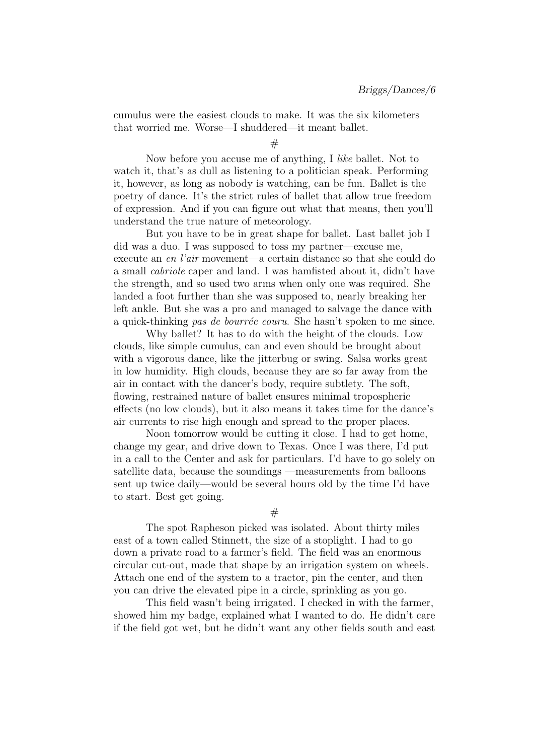cumulus were the easiest clouds to make. It was the six kilometers that worried me. Worse—I shuddered—it meant ballet.

#

Now before you accuse me of anything, I *like* ballet. Not to watch it, that's as dull as listening to a politician speak. Performing it, however, as long as nobody is watching, can be fun. Ballet is the poetry of dance. It's the strict rules of ballet that allow true freedom of expression. And if you can figure out what that means, then you'll understand the true nature of meteorology.

But you have to be in great shape for ballet. Last ballet job I did was a duo. I was supposed to toss my partner—excuse me, execute an *en l'air* movement—a certain distance so that she could do a small *cabriole* caper and land. I was hamfisted about it, didn't have the strength, and so used two arms when only one was required. She landed a foot further than she was supposed to, nearly breaking her left ankle. But she was a pro and managed to salvage the dance with a quick-thinking *pas de bourrée couru*. She hasn't spoken to me since.

Why ballet? It has to do with the height of the clouds. Low clouds, like simple cumulus, can and even should be brought about with a vigorous dance, like the jitterbug or swing. Salsa works great in low humidity. High clouds, because they are so far away from the air in contact with the dancer's body, require subtlety. The soft, flowing, restrained nature of ballet ensures minimal tropospheric effects (no low clouds), but it also means it takes time for the dance's air currents to rise high enough and spread to the proper places.

Noon tomorrow would be cutting it close. I had to get home, change my gear, and drive down to Texas. Once I was there, I'd put in a call to the Center and ask for particulars. I'd have to go solely on satellite data, because the soundings —measurements from balloons sent up twice daily—would be several hours old by the time I'd have to start. Best get going.

#

The spot Rapheson picked was isolated. About thirty miles east of a town called Stinnett, the size of a stoplight. I had to go down a private road to a farmer's field. The field was an enormous circular cut-out, made that shape by an irrigation system on wheels. Attach one end of the system to a tractor, pin the center, and then you can drive the elevated pipe in a circle, sprinkling as you go.

This field wasn't being irrigated. I checked in with the farmer, showed him my badge, explained what I wanted to do. He didn't care if the field got wet, but he didn't want any other fields south and east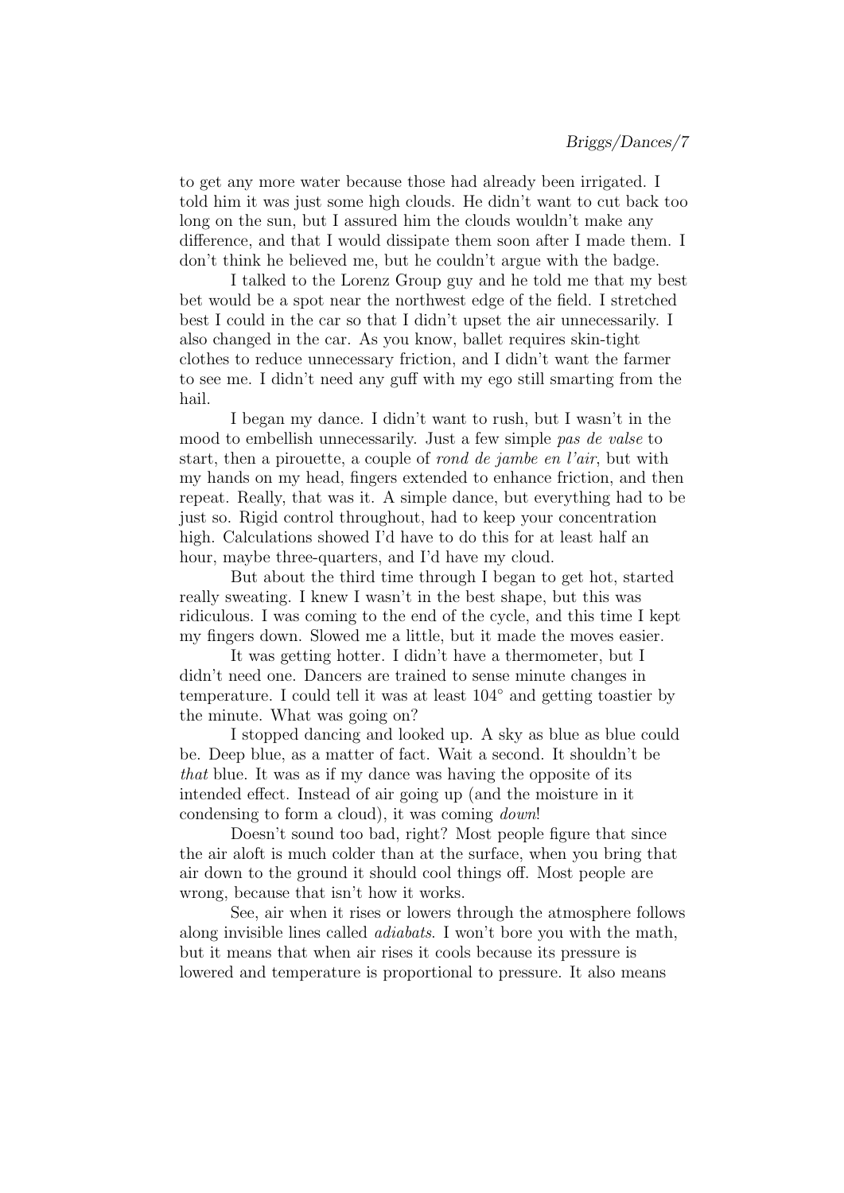to get any more water because those had already been irrigated. I told him it was just some high clouds. He didn't want to cut back too long on the sun, but I assured him the clouds wouldn't make any difference, and that I would dissipate them soon after I made them. I don't think he believed me, but he couldn't argue with the badge.

I talked to the Lorenz Group guy and he told me that my best bet would be a spot near the northwest edge of the field. I stretched best I could in the car so that I didn't upset the air unnecessarily. I also changed in the car. As you know, ballet requires skin-tight clothes to reduce unnecessary friction, and I didn't want the farmer to see me. I didn't need any guff with my ego still smarting from the hail.

I began my dance. I didn't want to rush, but I wasn't in the mood to embellish unnecessarily. Just a few simple *pas de valse* to start, then a pirouette, a couple of *rond de jambe en l'air*, but with my hands on my head, fingers extended to enhance friction, and then repeat. Really, that was it. A simple dance, but everything had to be just so. Rigid control throughout, had to keep your concentration high. Calculations showed I'd have to do this for at least half an hour, maybe three-quarters, and I'd have my cloud.

But about the third time through I began to get hot, started really sweating. I knew I wasn't in the best shape, but this was ridiculous. I was coming to the end of the cycle, and this time I kept my fingers down. Slowed me a little, but it made the moves easier.

It was getting hotter. I didn't have a thermometer, but I didn't need one. Dancers are trained to sense minute changes in temperature. I could tell it was at least 104° and getting toastier by the minute. What was going on?

I stopped dancing and looked up. A sky as blue as blue could be. Deep blue, as a matter of fact. Wait a second. It shouldn't be *that* blue. It was as if my dance was having the opposite of its intended effect. Instead of air going up (and the moisture in it condensing to form a cloud), it was coming *down*!

Doesn't sound too bad, right? Most people figure that since the air aloft is much colder than at the surface, when you bring that air down to the ground it should cool things off. Most people are wrong, because that isn't how it works.

See, air when it rises or lowers through the atmosphere follows along invisible lines called *adiabats*. I won't bore you with the math, but it means that when air rises it cools because its pressure is lowered and temperature is proportional to pressure. It also means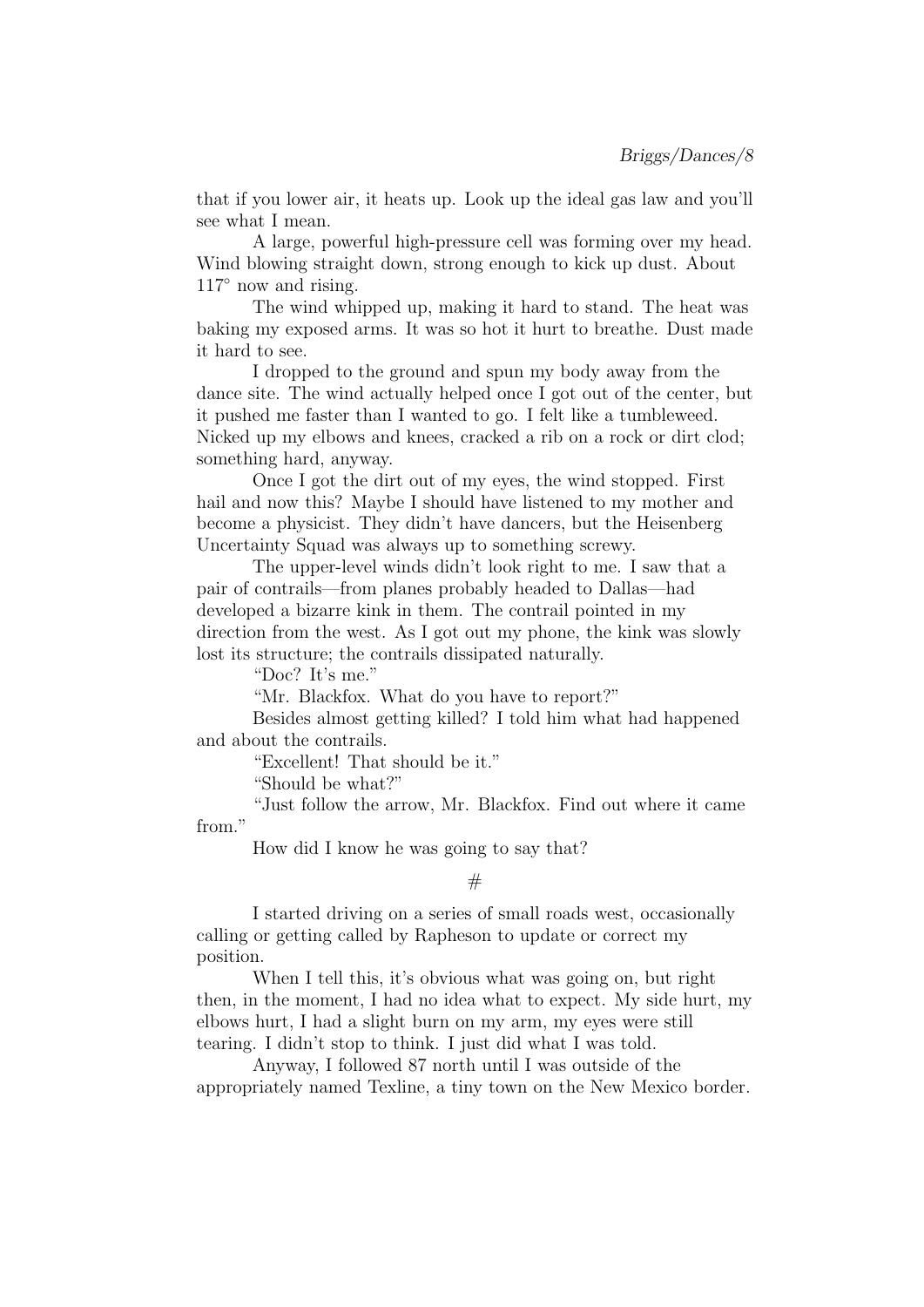that if you lower air, it heats up. Look up the ideal gas law and you'll see what I mean.

A large, powerful high-pressure cell was forming over my head. Wind blowing straight down, strong enough to kick up dust. About 117° now and rising.

The wind whipped up, making it hard to stand. The heat was baking my exposed arms. It was so hot it hurt to breathe. Dust made it hard to see.

I dropped to the ground and spun my body away from the dance site. The wind actually helped once I got out of the center, but it pushed me faster than I wanted to go. I felt like a tumbleweed. Nicked up my elbows and knees, cracked a rib on a rock or dirt clod; something hard, anyway.

Once I got the dirt out of my eyes, the wind stopped. First hail and now this? Maybe I should have listened to my mother and become a physicist. They didn't have dancers, but the Heisenberg Uncertainty Squad was always up to something screwy.

The upper-level winds didn't look right to me. I saw that a pair of contrails—from planes probably headed to Dallas—had developed a bizarre kink in them. The contrail pointed in my direction from the west. As I got out my phone, the kink was slowly lost its structure; the contrails dissipated naturally.

"Doc? It's me."

"Mr. Blackfox. What do you have to report?"

Besides almost getting killed? I told him what had happened and about the contrails.

"Excellent! That should be it."

"Should be what?"

"Just follow the arrow, Mr. Blackfox. Find out where it came from."

How did I know he was going to say that?

#

I started driving on a series of small roads west, occasionally calling or getting called by Rapheson to update or correct my position.

When I tell this, it's obvious what was going on, but right then, in the moment, I had no idea what to expect. My side hurt, my elbows hurt, I had a slight burn on my arm, my eyes were still tearing. I didn't stop to think. I just did what I was told.

Anyway, I followed 87 north until I was outside of the appropriately named Texline, a tiny town on the New Mexico border.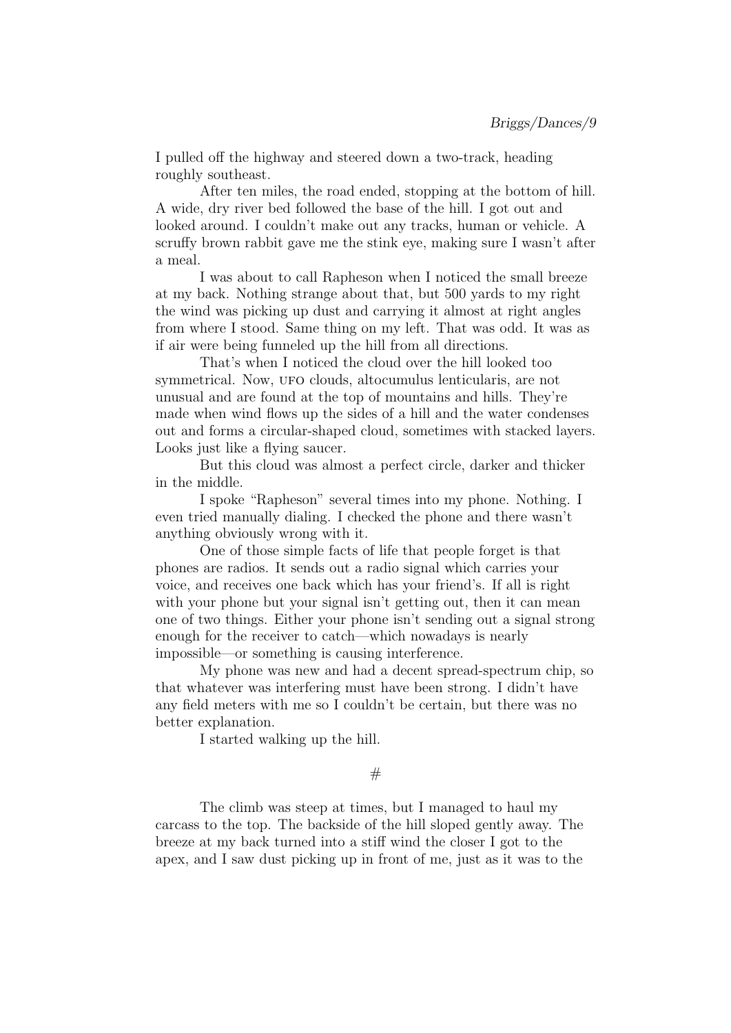I pulled off the highway and steered down a two-track, heading roughly southeast.

After ten miles, the road ended, stopping at the bottom of hill. A wide, dry river bed followed the base of the hill. I got out and looked around. I couldn't make out any tracks, human or vehicle. A scruffy brown rabbit gave me the stink eye, making sure I wasn't after a meal.

I was about to call Rapheson when I noticed the small breeze at my back. Nothing strange about that, but 500 yards to my right the wind was picking up dust and carrying it almost at right angles from where I stood. Same thing on my left. That was odd. It was as if air were being funneled up the hill from all directions.

That's when I noticed the cloud over the hill looked too symmetrical. Now, UFO clouds, altocumulus lenticularis, are not unusual and are found at the top of mountains and hills. They're made when wind flows up the sides of a hill and the water condenses out and forms a circular-shaped cloud, sometimes with stacked layers. Looks just like a flying saucer.

But this cloud was almost a perfect circle, darker and thicker in the middle.

I spoke "Rapheson" several times into my phone. Nothing. I even tried manually dialing. I checked the phone and there wasn't anything obviously wrong with it.

One of those simple facts of life that people forget is that phones are radios. It sends out a radio signal which carries your voice, and receives one back which has your friend's. If all is right with your phone but your signal isn't getting out, then it can mean one of two things. Either your phone isn't sending out a signal strong enough for the receiver to catch—which nowadays is nearly impossible—or something is causing interference.

My phone was new and had a decent spread-spectrum chip, so that whatever was interfering must have been strong. I didn't have any field meters with me so I couldn't be certain, but there was no better explanation.

I started walking up the hill.

#

The climb was steep at times, but I managed to haul my carcass to the top. The backside of the hill sloped gently away. The breeze at my back turned into a stiff wind the closer I got to the apex, and I saw dust picking up in front of me, just as it was to the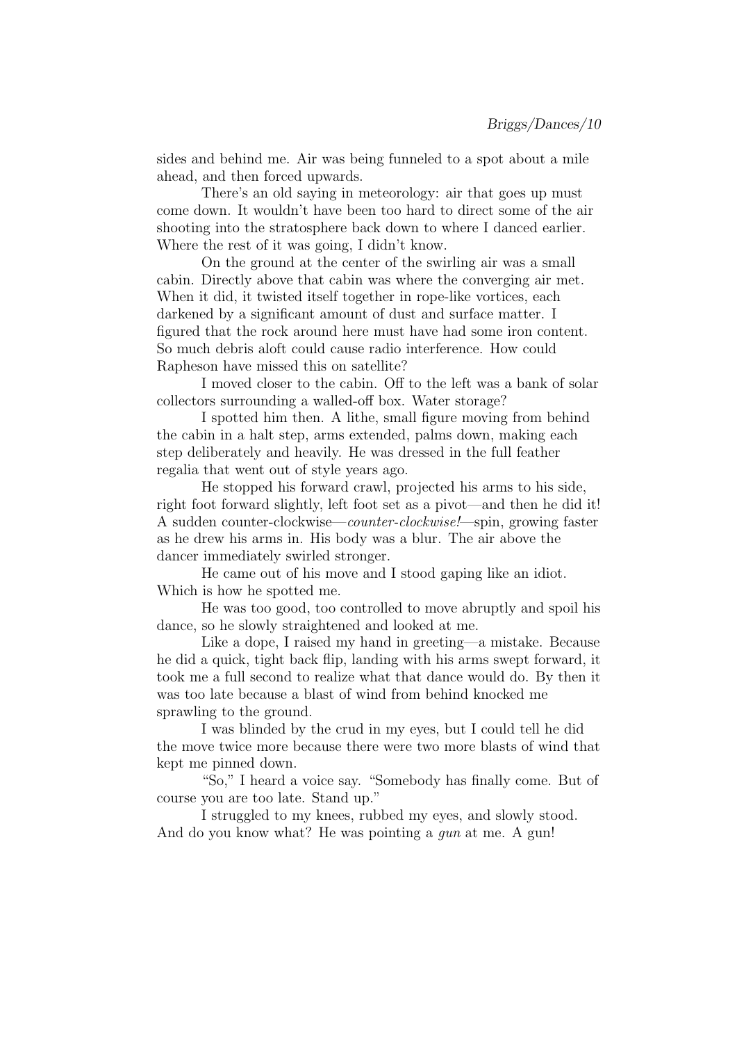sides and behind me. Air was being funneled to a spot about a mile ahead, and then forced upwards.

There's an old saying in meteorology: air that goes up must come down. It wouldn't have been too hard to direct some of the air shooting into the stratosphere back down to where I danced earlier. Where the rest of it was going, I didn't know.

On the ground at the center of the swirling air was a small cabin. Directly above that cabin was where the converging air met. When it did, it twisted itself together in rope-like vortices, each darkened by a significant amount of dust and surface matter. I figured that the rock around here must have had some iron content. So much debris aloft could cause radio interference. How could Rapheson have missed this on satellite?

I moved closer to the cabin. Off to the left was a bank of solar collectors surrounding a walled-off box. Water storage?

I spotted him then. A lithe, small figure moving from behind the cabin in a halt step, arms extended, palms down, making each step deliberately and heavily. He was dressed in the full feather regalia that went out of style years ago.

He stopped his forward crawl, projected his arms to his side, right foot forward slightly, left foot set as a pivot—and then he did it! A sudden counter-clockwise—*counter-clockwise!*—spin, growing faster as he drew his arms in. His body was a blur. The air above the dancer immediately swirled stronger.

He came out of his move and I stood gaping like an idiot. Which is how he spotted me.

He was too good, too controlled to move abruptly and spoil his dance, so he slowly straightened and looked at me.

Like a dope, I raised my hand in greeting—a mistake. Because he did a quick, tight back flip, landing with his arms swept forward, it took me a full second to realize what that dance would do. By then it was too late because a blast of wind from behind knocked me sprawling to the ground.

I was blinded by the crud in my eyes, but I could tell he did the move twice more because there were two more blasts of wind that kept me pinned down.

"So," I heard a voice say. "Somebody has finally come. But of course you are too late. Stand up."

I struggled to my knees, rubbed my eyes, and slowly stood. And do you know what? He was pointing a *gun* at me. A gun!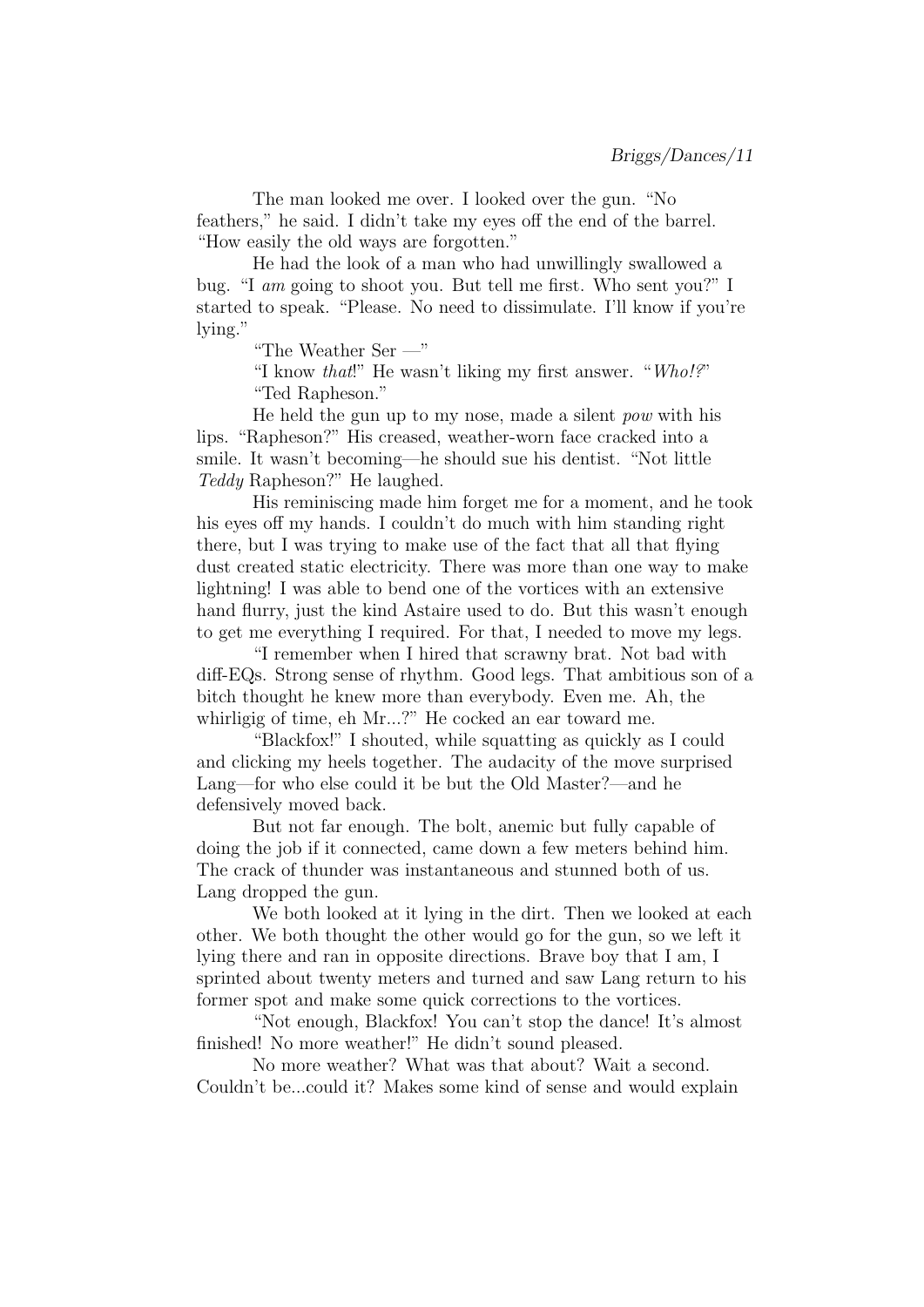The man looked me over. I looked over the gun. "No feathers," he said. I didn't take my eyes off the end of the barrel. "How easily the old ways are forgotten."

He had the look of a man who had unwillingly swallowed a bug. "I *am* going to shoot you. But tell me first. Who sent you?" I started to speak. "Please. No need to dissimulate. I'll know if you're lying."

"The Weather Ser —"

"I know *that*!" He wasn't liking my first answer. "*Who!?*"

"Ted Rapheson."

He held the gun up to my nose, made a silent *pow* with his lips. "Rapheson?" His creased, weather-worn face cracked into a smile. It wasn't becoming—he should sue his dentist. "Not little *Teddy* Rapheson?" He laughed.

His reminiscing made him forget me for a moment, and he took his eyes off my hands. I couldn't do much with him standing right there, but I was trying to make use of the fact that all that flying dust created static electricity. There was more than one way to make lightning! I was able to bend one of the vortices with an extensive hand flurry, just the kind Astaire used to do. But this wasn't enough to get me everything I required. For that, I needed to move my legs.

"I remember when I hired that scrawny brat. Not bad with diff-EQs. Strong sense of rhythm. Good legs. That ambitious son of a bitch thought he knew more than everybody. Even me. Ah, the whirligig of time, eh Mr...?" He cocked an ear toward me.

"Blackfox!" I shouted, while squatting as quickly as I could and clicking my heels together. The audacity of the move surprised Lang—for who else could it be but the Old Master?—and he defensively moved back.

But not far enough. The bolt, anemic but fully capable of doing the job if it connected, came down a few meters behind him. The crack of thunder was instantaneous and stunned both of us. Lang dropped the gun.

We both looked at it lying in the dirt. Then we looked at each other. We both thought the other would go for the gun, so we left it lying there and ran in opposite directions. Brave boy that I am, I sprinted about twenty meters and turned and saw Lang return to his former spot and make some quick corrections to the vortices.

"Not enough, Blackfox! You can't stop the dance! It's almost finished! No more weather!" He didn't sound pleased.

No more weather? What was that about? Wait a second. Couldn't be...could it? Makes some kind of sense and would explain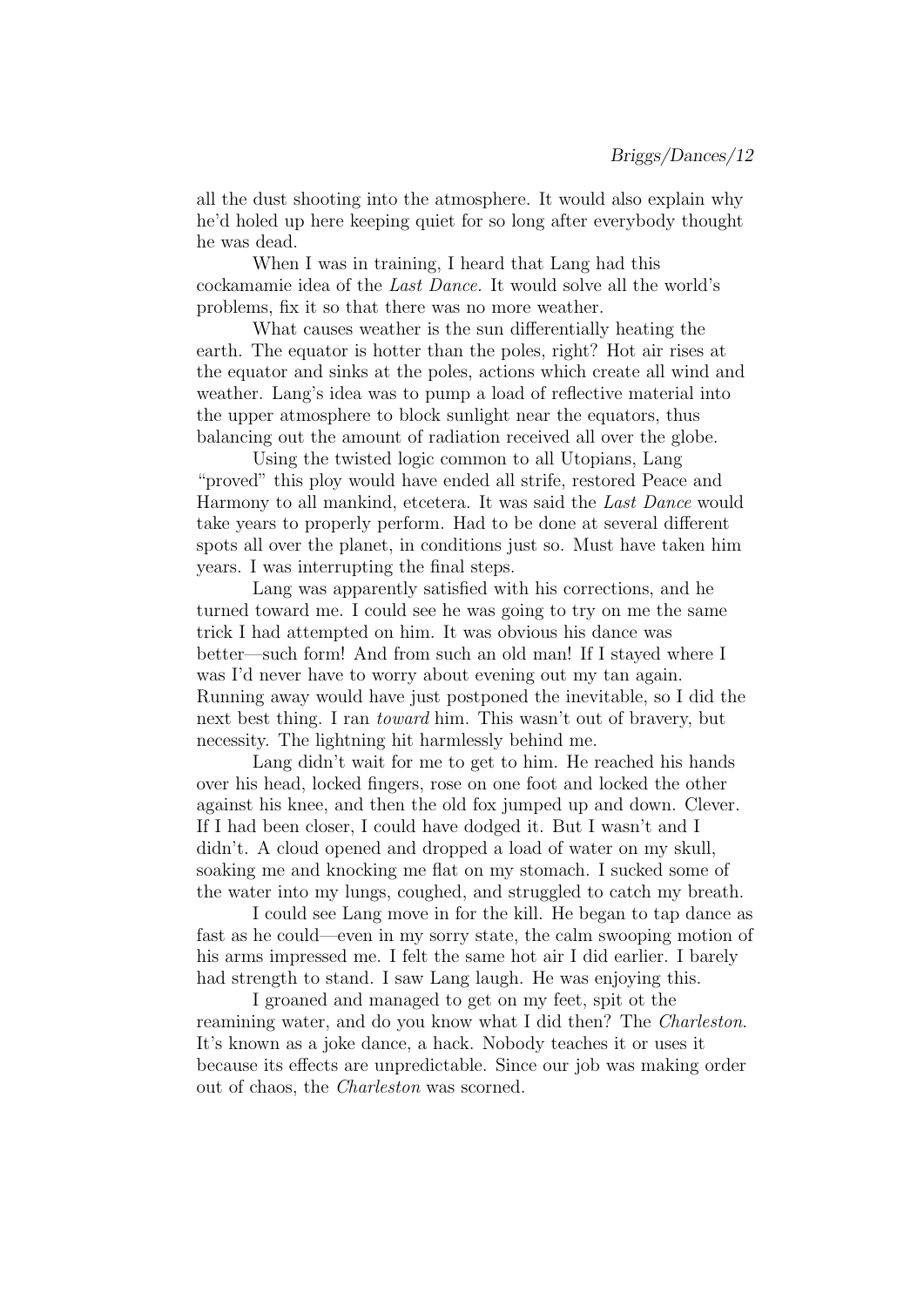all the dust shooting into the atmosphere. It would also explain why he'd holed up here keeping quiet for so long after everybody thought he was dead.

When I was in training, I heard that Lang had this cockamamie idea of the *Last Dance.* It would solve all the world's problems, fix it so that there was no more weather.

What causes weather is the sun differentially heating the earth. The equator is hotter than the poles, right? Hot air rises at the equator and sinks at the poles, actions which create all wind and weather. Lang's idea was to pump a load of reflective material into the upper atmosphere to block sunlight near the equators, thus balancing out the amount of radiation received all over the globe.

Using the twisted logic common to all Utopians, Lang "proved" this ploy would have ended all strife, restored Peace and Harmony to all mankind, etcetera. It was said the *Last Dance* would take years to properly perform. Had to be done at several different spots all over the planet, in conditions just so. Must have taken him years. I was interrupting the final steps.

Lang was apparently satisfied with his corrections, and he turned toward me. I could see he was going to try on me the same trick I had attempted on him. It was obvious his dance was better—such form! And from such an old man! If I stayed where I was I'd never have to worry about evening out my tan again. Running away would have just postponed the inevitable, so I did the next best thing. I ran *toward* him. This wasn't out of bravery, but necessity. The lightning hit harmlessly behind me.

Lang didn't wait for me to get to him. He reached his hands over his head, locked fingers, rose on one foot and locked the other against his knee, and then the old fox jumped up and down. Clever. If I had been closer, I could have dodged it. But I wasn't and I didn't. A cloud opened and dropped a load of water on my skull, soaking me and knocking me flat on my stomach. I sucked some of the water into my lungs, coughed, and struggled to catch my breath.

I could see Lang move in for the kill. He began to tap dance as fast as he could—even in my sorry state, the calm swooping motion of his arms impressed me. I felt the same hot air I did earlier. I barely had strength to stand. I saw Lang laugh. He was enjoying this.

I groaned and managed to get on my feet, spit ot the reamining water, and do you know what I did then? The *Charleston*. It's known as a joke dance, a hack. Nobody teaches it or uses it because its effects are unpredictable. Since our job was making order out of chaos, the *Charleston* was scorned.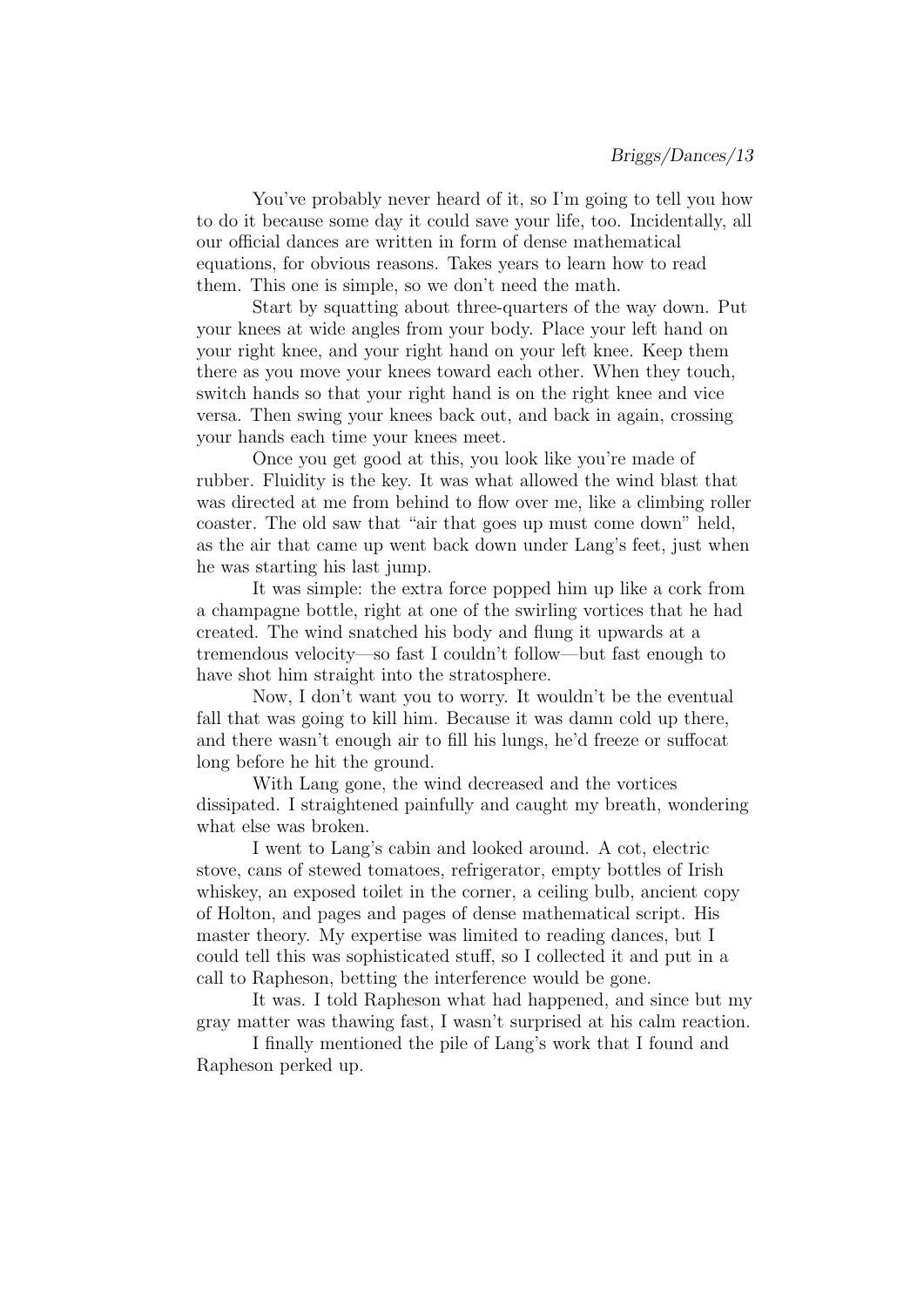You've probably never heard of it, so I'm going to tell you how to do it because some day it could save your life, too. Incidentally, all our official dances are written in form of dense mathematical equations, for obvious reasons. Takes years to learn how to read them. This one is simple, so we don't need the math.

Start by squatting about three-quarters of the way down. Put your knees at wide angles from your body. Place your left hand on your right knee, and your right hand on your left knee. Keep them there as you move your knees toward each other. When they touch, switch hands so that your right hand is on the right knee and vice versa. Then swing your knees back out, and back in again, crossing your hands each time your knees meet.

Once you get good at this, you look like you're made of rubber. Fluidity is the key. It was what allowed the wind blast that was directed at me from behind to flow over me, like a climbing roller coaster. The old saw that "air that goes up must come down" held, as the air that came up went back down under Lang's feet, just when he was starting his last jump.

It was simple: the extra force popped him up like a cork from a champagne bottle, right at one of the swirling vortices that he had created. The wind snatched his body and flung it upwards at a tremendous velocity—so fast I couldn't follow—but fast enough to have shot him straight into the stratosphere.

Now, I don't want you to worry. It wouldn't be the eventual fall that was going to kill him. Because it was damn cold up there, and there wasn't enough air to fill his lungs, he'd freeze or suffocat long before he hit the ground.

With Lang gone, the wind decreased and the vortices dissipated. I straightened painfully and caught my breath, wondering what else was broken.

I went to Lang's cabin and looked around. A cot, electric stove, cans of stewed tomatoes, refrigerator, empty bottles of Irish whiskey, an exposed toilet in the corner, a ceiling bulb, ancient copy of Holton, and pages and pages of dense mathematical script. His master theory. My expertise was limited to reading dances, but I could tell this was sophisticated stuff, so I collected it and put in a call to Rapheson, betting the interference would be gone.

It was. I told Rapheson what had happened, and since but my gray matter was thawing fast, I wasn't surprised at his calm reaction.

I finally mentioned the pile of Lang's work that I found and Rapheson perked up.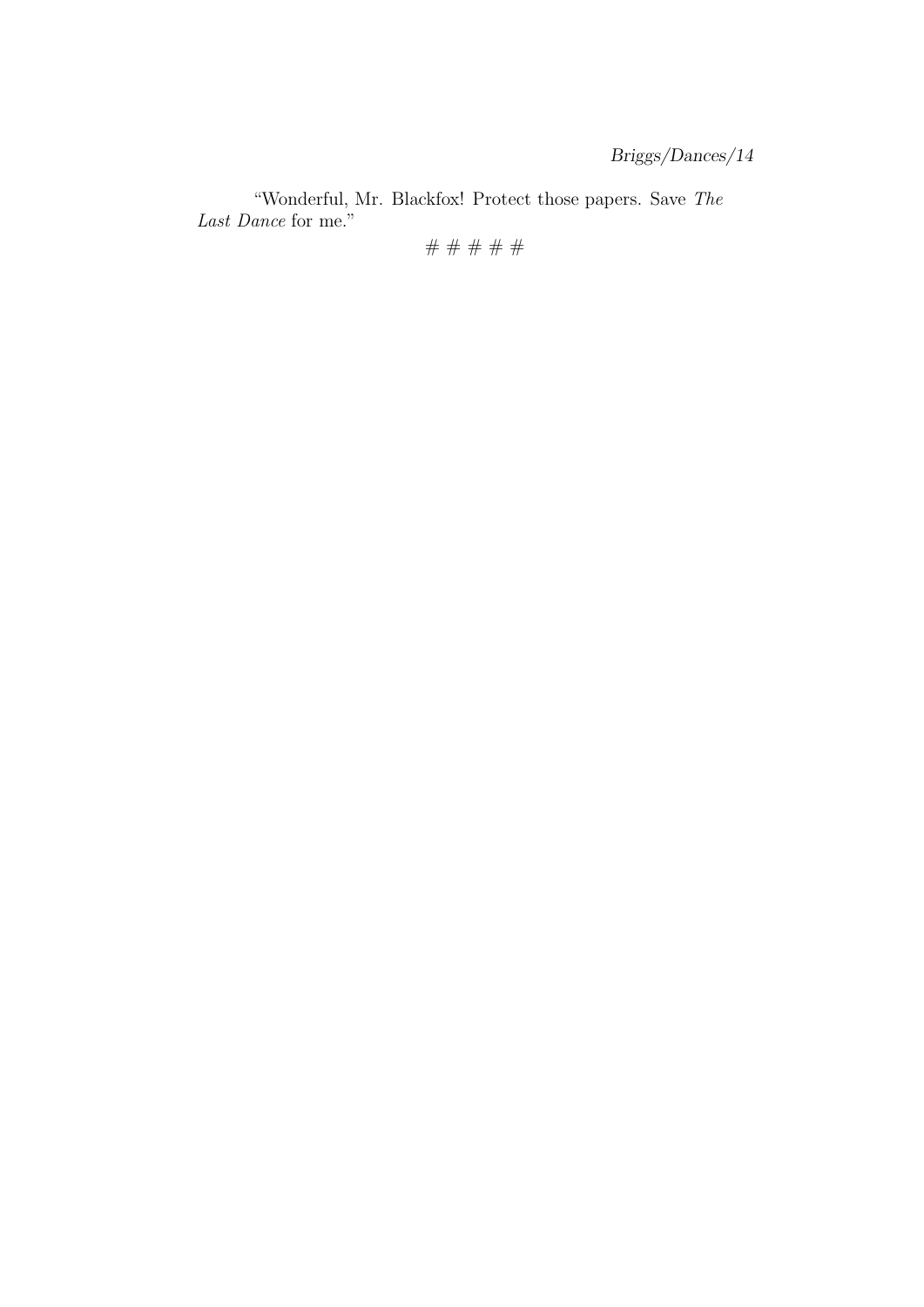"Wonderful, Mr. Blackfox! Protect those papers. Save *The Last Dance* for me."

# # # # #